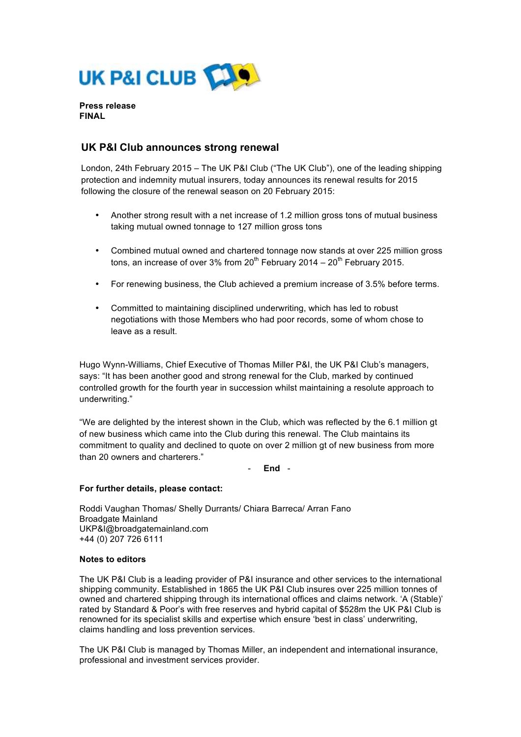UK P&I CLUB

**Press release**
**FINAL**

## UK P&I Club announces strong renewal

London, 24th February 2015 – The UK P&I Club ("The UK Club"), one of the leading shipping protection and indemnity mutual insurers, today announces its renewal results for 2015 following the closure of the renewal season on 20 February 2015:

- Another strong result with a net increase of 1.2 million gross tons of mutual business taking mutual owned tonnage to 127 million gross tons
- Combined mutual owned and chartered tonnage now stands at over 225 million gross tons, an increase of over 3% from 20th February 2014 – 20th February 2015.
- For renewing business, the Club achieved a premium increase of 3.5% before terms.
- Committed to maintaining disciplined underwriting, which has led to robust negotiations with those Members who had poor records, some of whom chose to leave as a result.

Hugo Wynn-Williams, Chief Executive of Thomas Miller P&I, the UK P&I Club's managers, says: "It has been another good and strong renewal for the Club, marked by continued controlled growth for the fourth year in succession whilst maintaining a resolute approach to underwriting."

"We are delighted by the interest shown in the Club, which was reflected by the 6.1 million gt of new business which came into the Club during this renewal. The Club maintains its commitment to quality and declined to quote on over 2 million gt of new business from more than 20 owners and charterers."

\- **End** -

**For further details, please contact:**

Roddi Vaughan Thomas/ Shelly Durrants/ Chiara Barreca/ Arran Fano
Broadgate Mainland
UKP&I@broadgatemainland.com
+44 (0) 207 726 6111

**Notes to editors**

The UK P&I Club is a leading provider of P&I insurance and other services to the international shipping community. Established in 1865 the UK P&I Club insures over 225 million tonnes of owned and chartered shipping through its international offices and claims network. 'A (Stable)' rated by Standard & Poor's with free reserves and hybrid capital of $528m the UK P&I Club is renowned for its specialist skills and expertise which ensure 'best in class' underwriting, claims handling and loss prevention services.

The UK P&I Club is managed by Thomas Miller, an independent and international insurance, professional and investment services provider.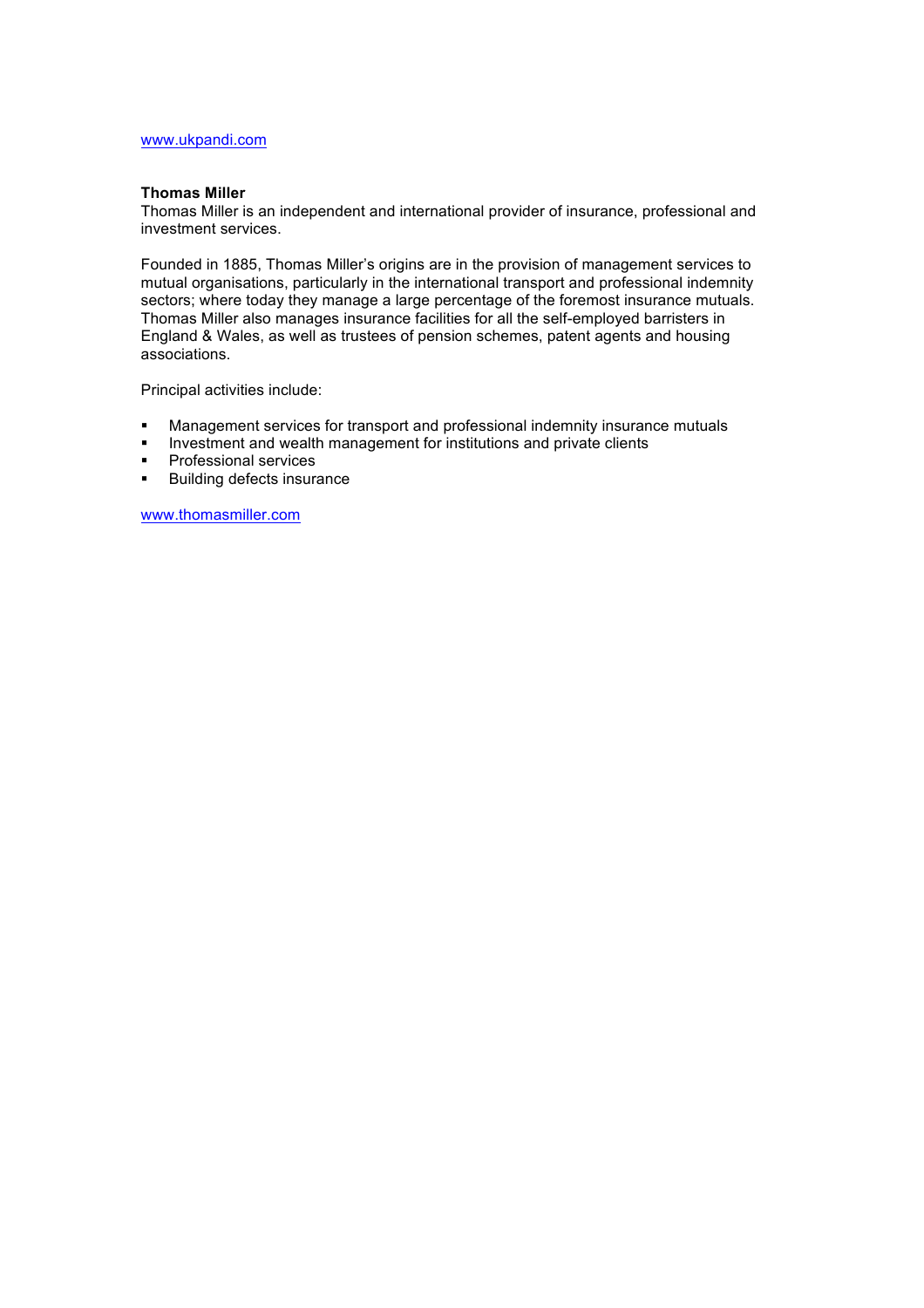www.ukpandi.com

**Thomas Miller**
Thomas Miller is an independent and international provider of insurance, professional and investment services.

Founded in 1885, Thomas Miller's origins are in the provision of management services to mutual organisations, particularly in the international transport and professional indemnity sectors; where today they manage a large percentage of the foremost insurance mutuals. Thomas Miller also manages insurance facilities for all the self-employed barristers in England & Wales, as well as trustees of pension schemes, patent agents and housing associations.

Principal activities include:

- Management services for transport and professional indemnity insurance mutuals
- Investment and wealth management for institutions and private clients
- Professional services
- Building defects insurance

www.thomasmiller.com